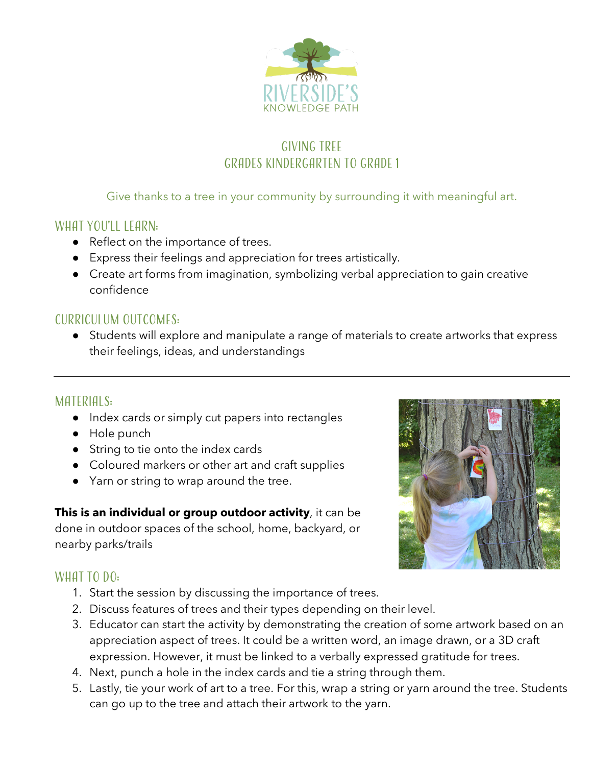RIVERSIDE'S
KNOWLEDGE PATH

# GIVING TREE
## GRADES KINDERGARTEN TO GRADE 1

Give thanks to a tree in your community by surrounding it with meaningful art.

## WHAT YOU'LL LEARN:

- Reflect on the importance of trees.
- Express their feelings and appreciation for trees artistically.
- Create art forms from imagination, symbolizing verbal appreciation to gain creative confidence

## CURRICULUM OUTCOMES:

- Students will explore and manipulate a range of materials to create artworks that express their feelings, ideas, and understandings

---

## MATERIALS:

- Index cards or simply cut papers into rectangles
- Hole punch
- String to tie onto the index cards
- Coloured markers or other art and craft supplies
- Yarn or string to wrap around the tree.

**This is an individual or group outdoor activity**, it can be done in outdoor spaces of the school, home, backyard, or nearby parks/trails

## WHAT TO DO:

1. Start the session by discussing the importance of trees.
2. Discuss features of trees and their types depending on their level.
3. Educator can start the activity by demonstrating the creation of some artwork based on an appreciation aspect of trees. It could be a written word, an image drawn, or a 3D craft expression. However, it must be linked to a verbally expressed gratitude for trees.
4. Next, punch a hole in the index cards and tie a string through them.
5. Lastly, tie your work of art to a tree. For this, wrap a string or yarn around the tree. Students can go up to the tree and attach their artwork to the yarn.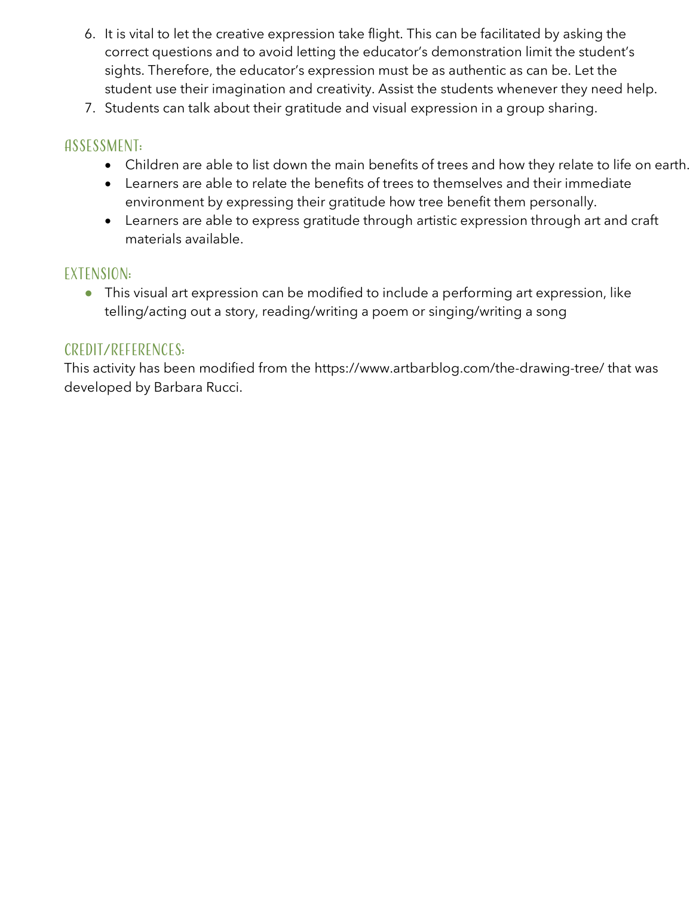6. It is vital to let the creative expression take flight. This can be facilitated by asking the correct questions and to avoid letting the educator's demonstration limit the student's sights. Therefore, the educator's expression must be as authentic as can be. Let the student use their imagination and creativity. Assist the students whenever they need help.
7. Students can talk about their gratitude and visual expression in a group sharing.

## ASSESSMENT:

- Children are able to list down the main benefits of trees and how they relate to life on earth.
- Learners are able to relate the benefits of trees to themselves and their immediate environment by expressing their gratitude how tree benefit them personally.
- Learners are able to express gratitude through artistic expression through art and craft materials available.

## EXTENSION:

- This visual art expression can be modified to include a performing art expression, like telling/acting out a story, reading/writing a poem or singing/writing a song

## CREDIT/REFERENCES:

This activity has been modified from the https://www.artbarblog.com/the-drawing-tree/ that was developed by Barbara Rucci.